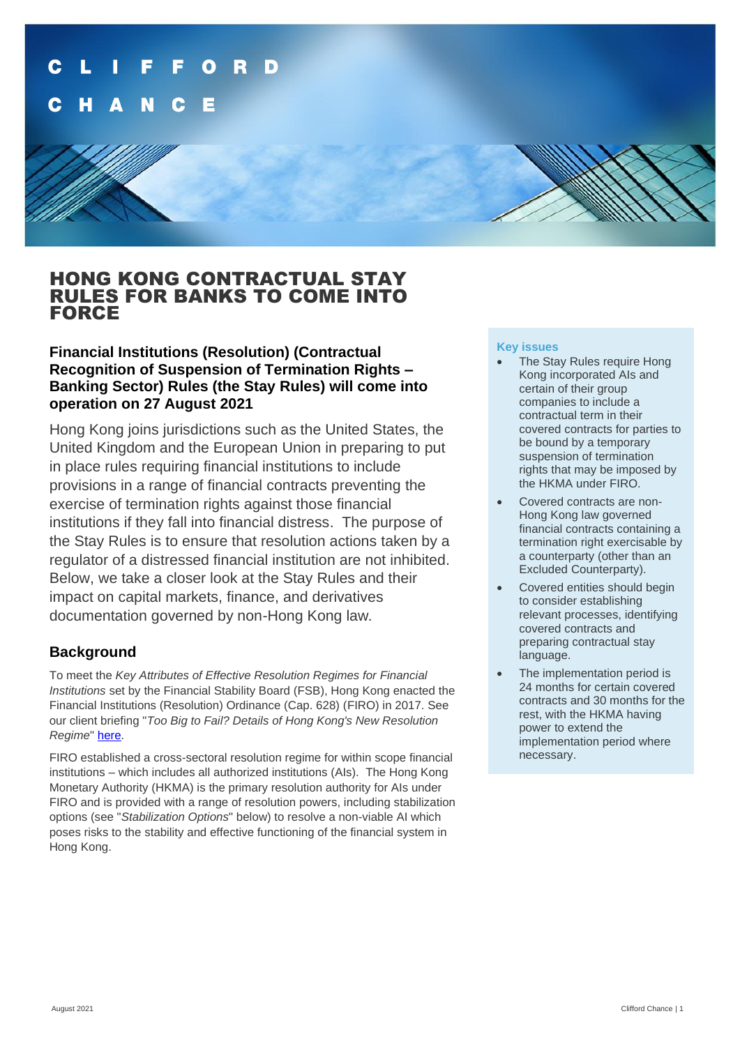# HONG KONG CONTRACTUAL STAY RULES FOR BANKS TO COME INTO FORCE

**Financial Institutions (Resolution) (Contractual Recognition of Suspension of Termination Rights – Banking Sector) Rules (the Stay Rules) will come into operation on 27 August 2021**

Hong Kong joins jurisdictions such as the United States, the United Kingdom and the European Union in preparing to put in place rules requiring financial institutions to include provisions in a range of financial contracts preventing the exercise of termination rights against those financial institutions if they fall into financial distress. The purpose of the Stay Rules is to ensure that resolution actions taken by a regulator of a distressed financial institution are not inhibited. Below, we take a closer look at the Stay Rules and their impact on capital markets, finance, and derivatives documentation governed by non-Hong Kong law.

## Background

To meet the *Key Attributes of Effective Resolution Regimes for Financial Institutions* set by the Financial Stability Board (FSB), Hong Kong enacted the Financial Institutions (Resolution) Ordinance (Cap. 628) (FIRO) in 2017. See our client briefing "*Too Big to Fail? Details of Hong Kong's New Resolution Regime*" here.

FIRO established a cross-sectoral resolution regime for within scope financial institutions – which includes all authorized institutions (AIs). The Hong Kong Monetary Authority (HKMA) is the primary resolution authority for AIs under FIRO and is provided with a range of resolution powers, including stabilization options (see "*Stabilization Options*" below) to resolve a non-viable AI which poses risks to the stability and effective functioning of the financial system in Hong Kong.

**Key issues**

- The Stay Rules require Hong Kong incorporated AIs and certain of their group companies to include a contractual term in their covered contracts for parties to be bound by a temporary suspension of termination rights that may be imposed by the HKMA under FIRO.
- Covered contracts are non-Hong Kong law governed financial contracts containing a termination right exercisable by a counterparty (other than an Excluded Counterparty).
- Covered entities should begin to consider establishing relevant processes, identifying covered contracts and preparing contractual stay language.
- The implementation period is 24 months for certain covered contracts and 30 months for the rest, with the HKMA having power to extend the implementation period where necessary.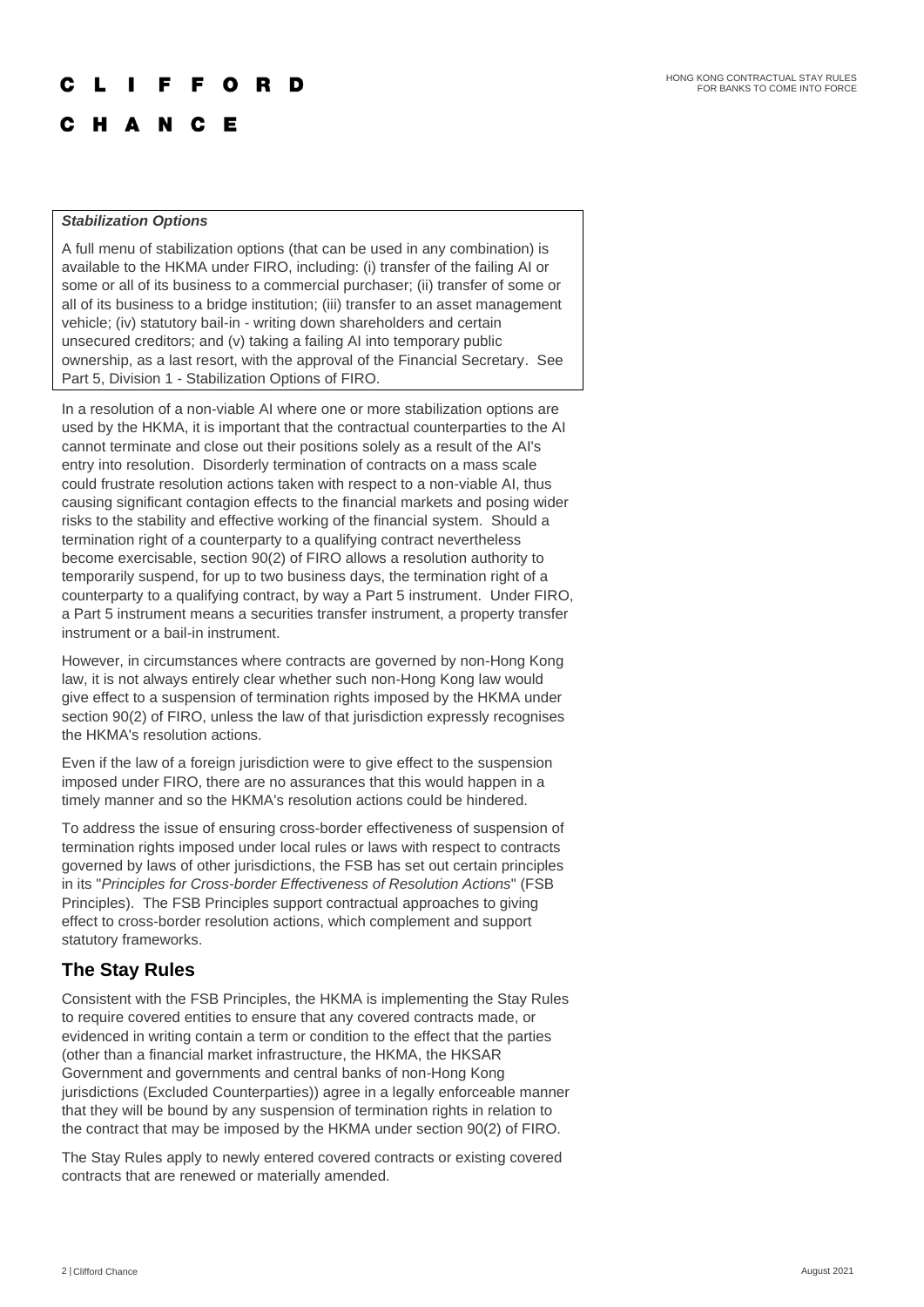***Stabilization Options***

A full menu of stabilization options (that can be used in any combination) is available to the HKMA under FIRO, including: (i) transfer of the failing AI or some or all of its business to a commercial purchaser; (ii) transfer of some or all of its business to a bridge institution; (iii) transfer to an asset management vehicle; (iv) statutory bail-in - writing down shareholders and certain unsecured creditors; and (v) taking a failing AI into temporary public ownership, as a last resort, with the approval of the Financial Secretary. See Part 5, Division 1 - Stabilization Options of FIRO.

In a resolution of a non-viable AI where one or more stabilization options are used by the HKMA, it is important that the contractual counterparties to the AI cannot terminate and close out their positions solely as a result of the AI's entry into resolution. Disorderly termination of contracts on a mass scale could frustrate resolution actions taken with respect to a non-viable AI, thus causing significant contagion effects to the financial markets and posing wider risks to the stability and effective working of the financial system. Should a termination right of a counterparty to a qualifying contract nevertheless become exercisable, section 90(2) of FIRO allows a resolution authority to temporarily suspend, for up to two business days, the termination right of a counterparty to a qualifying contract, by way a Part 5 instrument. Under FIRO, a Part 5 instrument means a securities transfer instrument, a property transfer instrument or a bail-in instrument.

However, in circumstances where contracts are governed by non-Hong Kong law, it is not always entirely clear whether such non-Hong Kong law would give effect to a suspension of termination rights imposed by the HKMA under section 90(2) of FIRO, unless the law of that jurisdiction expressly recognises the HKMA's resolution actions.

Even if the law of a foreign jurisdiction were to give effect to the suspension imposed under FIRO, there are no assurances that this would happen in a timely manner and so the HKMA's resolution actions could be hindered.

To address the issue of ensuring cross-border effectiveness of suspension of termination rights imposed under local rules or laws with respect to contracts governed by laws of other jurisdictions, the FSB has set out certain principles in its "*Principles for Cross-border Effectiveness of Resolution Actions*" (FSB Principles). The FSB Principles support contractual approaches to giving effect to cross-border resolution actions, which complement and support statutory frameworks.

## The Stay Rules

Consistent with the FSB Principles, the HKMA is implementing the Stay Rules to require covered entities to ensure that any covered contracts made, or evidenced in writing contain a term or condition to the effect that the parties (other than a financial market infrastructure, the HKMA, the HKSAR Government and governments and central banks of non-Hong Kong jurisdictions (Excluded Counterparties)) agree in a legally enforceable manner that they will be bound by any suspension of termination rights in relation to the contract that may be imposed by the HKMA under section 90(2) of FIRO.

The Stay Rules apply to newly entered covered contracts or existing covered contracts that are renewed or materially amended.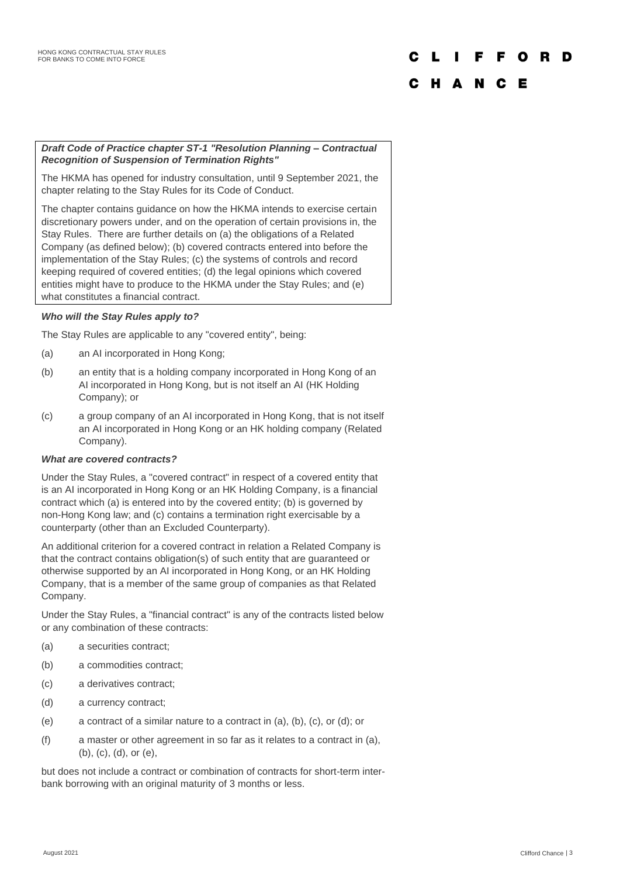***Draft Code of Practice chapter ST-1 "Resolution Planning – Contractual Recognition of Suspension of Termination Rights"***

The HKMA has opened for industry consultation, until 9 September 2021, the chapter relating to the Stay Rules for its Code of Conduct.

The chapter contains guidance on how the HKMA intends to exercise certain discretionary powers under, and on the operation of certain provisions in, the Stay Rules. There are further details on (a) the obligations of a Related Company (as defined below); (b) covered contracts entered into before the implementation of the Stay Rules; (c) the systems of controls and record keeping required of covered entities; (d) the legal opinions which covered entities might have to produce to the HKMA under the Stay Rules; and (e) what constitutes a financial contract.

### *Who will the Stay Rules apply to?*

The Stay Rules are applicable to any "covered entity", being:

(a) an AI incorporated in Hong Kong;

(b) an entity that is a holding company incorporated in Hong Kong of an AI incorporated in Hong Kong, but is not itself an AI (HK Holding Company); or

(c) a group company of an AI incorporated in Hong Kong, that is not itself an AI incorporated in Hong Kong or an HK holding company (Related Company).

### *What are covered contracts?*

Under the Stay Rules, a "covered contract" in respect of a covered entity that is an AI incorporated in Hong Kong or an HK Holding Company, is a financial contract which (a) is entered into by the covered entity; (b) is governed by non-Hong Kong law; and (c) contains a termination right exercisable by a counterparty (other than an Excluded Counterparty).

An additional criterion for a covered contract in relation a Related Company is that the contract contains obligation(s) of such entity that are guaranteed or otherwise supported by an AI incorporated in Hong Kong, or an HK Holding Company, that is a member of the same group of companies as that Related Company.

Under the Stay Rules, a "financial contract" is any of the contracts listed below or any combination of these contracts:

(a) a securities contract;

(b) a commodities contract;

(c) a derivatives contract;

(d) a currency contract;

(e) a contract of a similar nature to a contract in (a), (b), (c), or (d); or

(f) a master or other agreement in so far as it relates to a contract in (a), (b), (c), (d), or (e),

but does not include a contract or combination of contracts for short-term inter-bank borrowing with an original maturity of 3 months or less.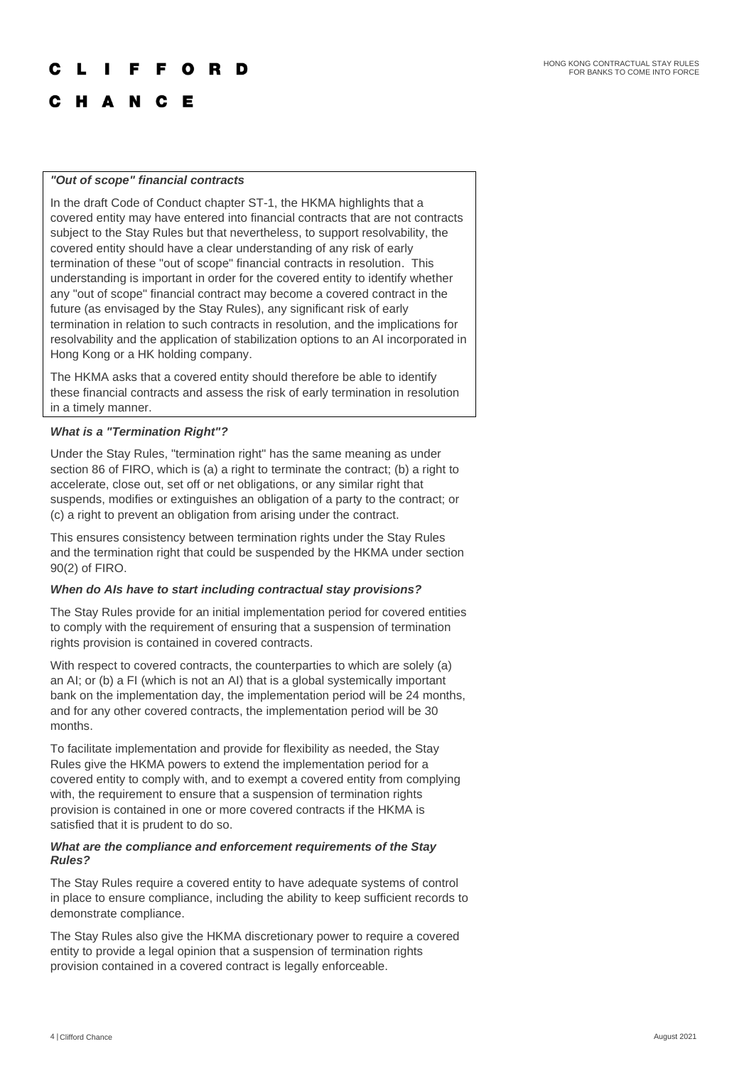***"Out of scope" financial contracts***

In the draft Code of Conduct chapter ST-1, the HKMA highlights that a covered entity may have entered into financial contracts that are not contracts subject to the Stay Rules but that nevertheless, to support resolvability, the covered entity should have a clear understanding of any risk of early termination of these "out of scope" financial contracts in resolution. This understanding is important in order for the covered entity to identify whether any "out of scope" financial contract may become a covered contract in the future (as envisaged by the Stay Rules), any significant risk of early termination in relation to such contracts in resolution, and the implications for resolvability and the application of stabilization options to an AI incorporated in Hong Kong or a HK holding company.

The HKMA asks that a covered entity should therefore be able to identify these financial contracts and assess the risk of early termination in resolution in a timely manner.

***What is a "Termination Right"?***

Under the Stay Rules, "termination right" has the same meaning as under section 86 of FIRO, which is (a) a right to terminate the contract; (b) a right to accelerate, close out, set off or net obligations, or any similar right that suspends, modifies or extinguishes an obligation of a party to the contract; or (c) a right to prevent an obligation from arising under the contract.

This ensures consistency between termination rights under the Stay Rules and the termination right that could be suspended by the HKMA under section 90(2) of FIRO.

***When do AIs have to start including contractual stay provisions?***

The Stay Rules provide for an initial implementation period for covered entities to comply with the requirement of ensuring that a suspension of termination rights provision is contained in covered contracts.

With respect to covered contracts, the counterparties to which are solely (a) an AI; or (b) a FI (which is not an AI) that is a global systemically important bank on the implementation day, the implementation period will be 24 months, and for any other covered contracts, the implementation period will be 30 months.

To facilitate implementation and provide for flexibility as needed, the Stay Rules give the HKMA powers to extend the implementation period for a covered entity to comply with, and to exempt a covered entity from complying with, the requirement to ensure that a suspension of termination rights provision is contained in one or more covered contracts if the HKMA is satisfied that it is prudent to do so.

***What are the compliance and enforcement requirements of the Stay Rules?***

The Stay Rules require a covered entity to have adequate systems of control in place to ensure compliance, including the ability to keep sufficient records to demonstrate compliance.

The Stay Rules also give the HKMA discretionary power to require a covered entity to provide a legal opinion that a suspension of termination rights provision contained in a covered contract is legally enforceable.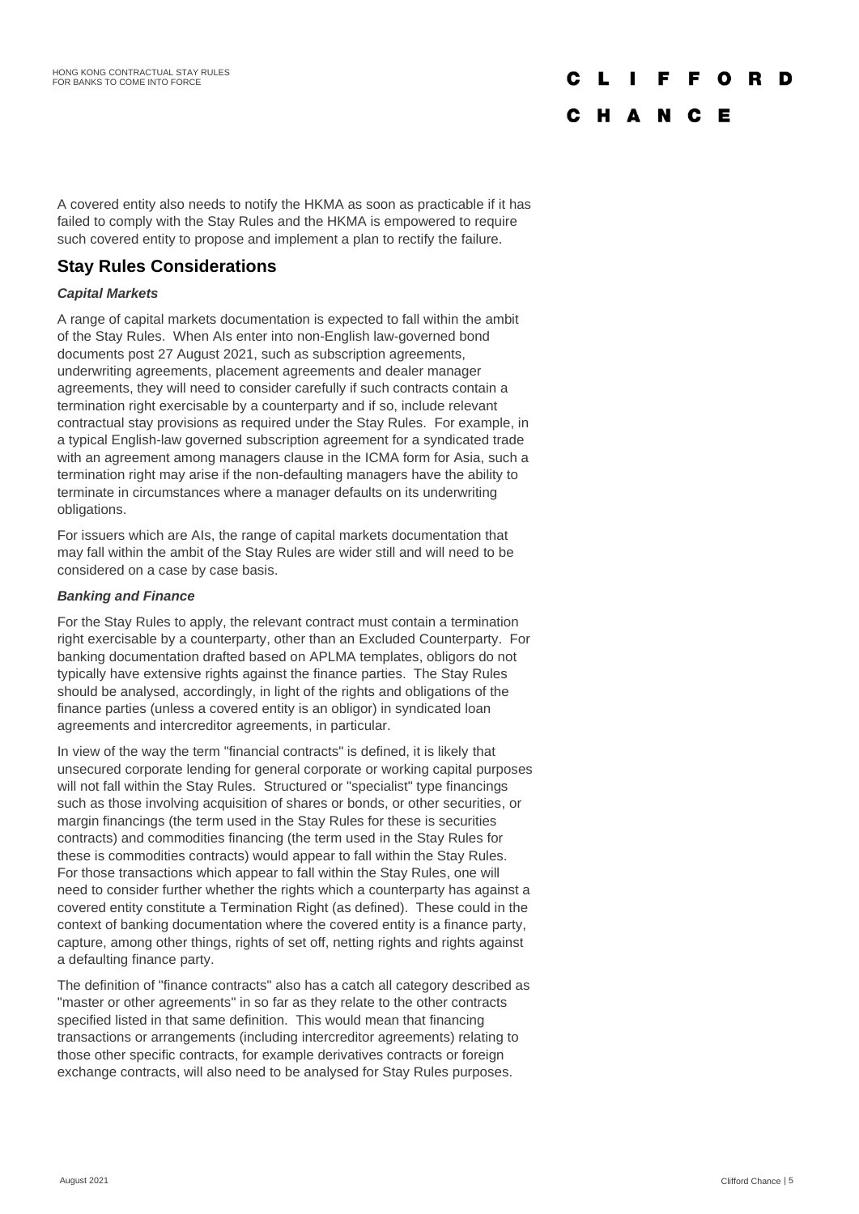A covered entity also needs to notify the HKMA as soon as practicable if it has failed to comply with the Stay Rules and the HKMA is empowered to require such covered entity to propose and implement a plan to rectify the failure.

## Stay Rules Considerations

### *Capital Markets*

A range of capital markets documentation is expected to fall within the ambit of the Stay Rules. When AIs enter into non-English law-governed bond documents post 27 August 2021, such as subscription agreements, underwriting agreements, placement agreements and dealer manager agreements, they will need to consider carefully if such contracts contain a termination right exercisable by a counterparty and if so, include relevant contractual stay provisions as required under the Stay Rules. For example, in a typical English-law governed subscription agreement for a syndicated trade with an agreement among managers clause in the ICMA form for Asia, such a termination right may arise if the non-defaulting managers have the ability to terminate in circumstances where a manager defaults on its underwriting obligations.

For issuers which are AIs, the range of capital markets documentation that may fall within the ambit of the Stay Rules are wider still and will need to be considered on a case by case basis.

### *Banking and Finance*

For the Stay Rules to apply, the relevant contract must contain a termination right exercisable by a counterparty, other than an Excluded Counterparty. For banking documentation drafted based on APLMA templates, obligors do not typically have extensive rights against the finance parties. The Stay Rules should be analysed, accordingly, in light of the rights and obligations of the finance parties (unless a covered entity is an obligor) in syndicated loan agreements and intercreditor agreements, in particular.

In view of the way the term "financial contracts" is defined, it is likely that unsecured corporate lending for general corporate or working capital purposes will not fall within the Stay Rules. Structured or "specialist" type financings such as those involving acquisition of shares or bonds, or other securities, or margin financings (the term used in the Stay Rules for these is securities contracts) and commodities financing (the term used in the Stay Rules for these is commodities contracts) would appear to fall within the Stay Rules. For those transactions which appear to fall within the Stay Rules, one will need to consider further whether the rights which a counterparty has against a covered entity constitute a Termination Right (as defined). These could in the context of banking documentation where the covered entity is a finance party, capture, among other things, rights of set off, netting rights and rights against a defaulting finance party.

The definition of "finance contracts" also has a catch all category described as "master or other agreements" in so far as they relate to the other contracts specified listed in that same definition. This would mean that financing transactions or arrangements (including intercreditor agreements) relating to those other specific contracts, for example derivatives contracts or foreign exchange contracts, will also need to be analysed for Stay Rules purposes.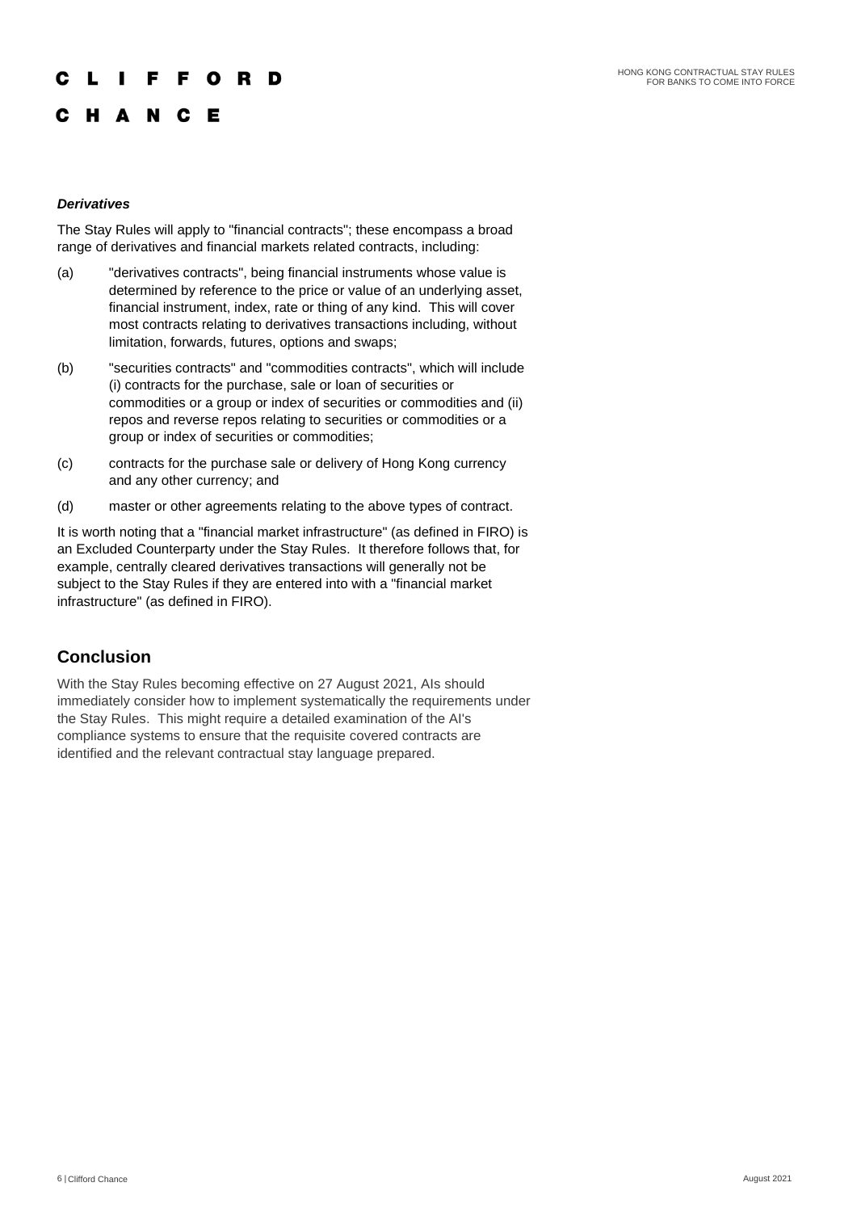***Derivatives***

The Stay Rules will apply to "financial contracts"; these encompass a broad range of derivatives and financial markets related contracts, including:

(a) "derivatives contracts", being financial instruments whose value is determined by reference to the price or value of an underlying asset, financial instrument, index, rate or thing of any kind. This will cover most contracts relating to derivatives transactions including, without limitation, forwards, futures, options and swaps;

(b) "securities contracts" and "commodities contracts", which will include (i) contracts for the purchase, sale or loan of securities or commodities or a group or index of securities or commodities and (ii) repos and reverse repos relating to securities or commodities or a group or index of securities or commodities;

(c) contracts for the purchase sale or delivery of Hong Kong currency and any other currency; and

(d) master or other agreements relating to the above types of contract.

It is worth noting that a "financial market infrastructure" (as defined in FIRO) is an Excluded Counterparty under the Stay Rules. It therefore follows that, for example, centrally cleared derivatives transactions will generally not be subject to the Stay Rules if they are entered into with a "financial market infrastructure" (as defined in FIRO).

## Conclusion

With the Stay Rules becoming effective on 27 August 2021, AIs should immediately consider how to implement systematically the requirements under the Stay Rules. This might require a detailed examination of the AI's compliance systems to ensure that the requisite covered contracts are identified and the relevant contractual stay language prepared.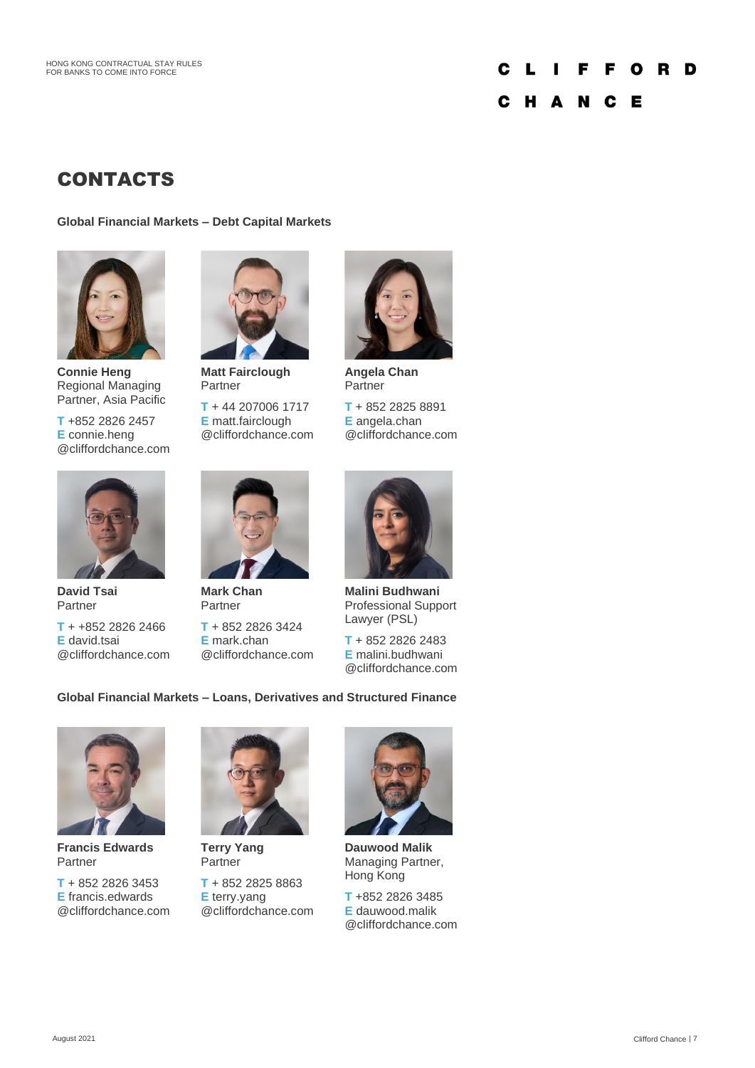# CONTACTS

### Global Financial Markets – Debt Capital Markets

**Connie Heng**
Regional Managing Partner, Asia Pacific

**T** +852 2826 2457
**E** connie.heng@cliffordchance.com

**Matt Fairclough**
Partner

**T** + 44 207006 1717
**E** matt.fairclough@cliffordchance.com

**Angela Chan**
Partner

**T** + 852 2825 8891
**E** angela.chan@cliffordchance.com

**David Tsai**
Partner

**T** + +852 2826 2466
**E** david.tsai@cliffordchance.com

**Mark Chan**
Partner

**T** + 852 2826 3424
**E** mark.chan@cliffordchance.com

**Malini Budhwani**
Professional Support Lawyer (PSL)

**T** + 852 2826 2483
**E** malini.budhwani@cliffordchance.com

### Global Financial Markets – Loans, Derivatives and Structured Finance

**Francis Edwards**
Partner

**T** + 852 2826 3453
**E** francis.edwards@cliffordchance.com

**Terry Yang**
Partner

**T** + 852 2825 8863
**E** terry.yang@cliffordchance.com

**Dauwood Malik**
Managing Partner, Hong Kong

**T** +852 2826 3485
**E** dauwood.malik@cliffordchance.com

August 2021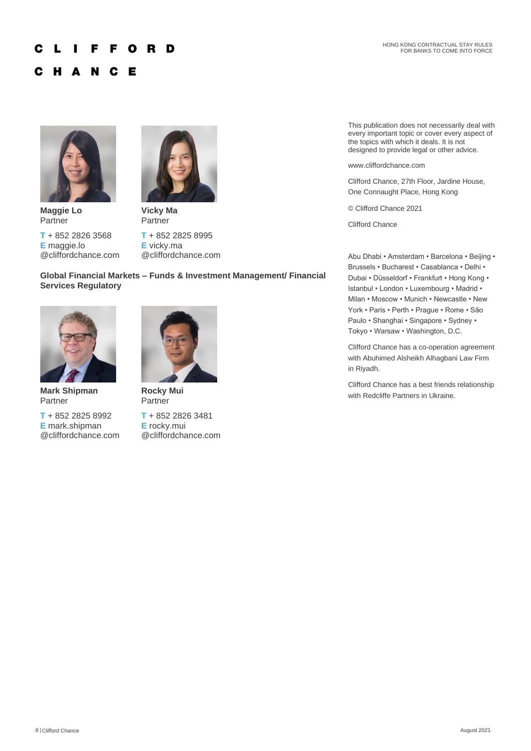**Maggie Lo**
Partner

**T** + 852 2826 3568
**E** maggie.lo@cliffordchance.com

**Vicky Ma**
Partner

**T** + 852 2825 8995
**E** vicky.ma@cliffordchance.com

**Global Financial Markets – Funds & Investment Management/ Financial Services Regulatory**

**Mark Shipman**
Partner

**T** + 852 2825 8992
**E** mark.shipman@cliffordchance.com

**Rocky Mui**
Partner

**T** + 852 2826 3481
**E** rocky.mui@cliffordchance.com

This publication does not necessarily deal with every important topic or cover every aspect of the topics with which it deals. It is not designed to provide legal or other advice.

www.cliffordchance.com

Clifford Chance, 27th Floor, Jardine House, One Connaught Place, Hong Kong

© Clifford Chance 2021

Clifford Chance

Abu Dhabi • Amsterdam • Barcelona • Beijing • Brussels • Bucharest • Casablanca • Delhi • Dubai • Düsseldorf • Frankfurt • Hong Kong • Istanbul • London • Luxembourg • Madrid • Milan • Moscow • Munich • Newcastle • New York • Paris • Perth • Prague • Rome • São Paulo • Shanghai • Singapore • Sydney • Tokyo • Warsaw • Washington, D.C.

Clifford Chance has a co-operation agreement with Abuhimed Alsheikh Alhagbani Law Firm in Riyadh.

Clifford Chance has a best friends relationship with Redcliffe Partners in Ukraine.